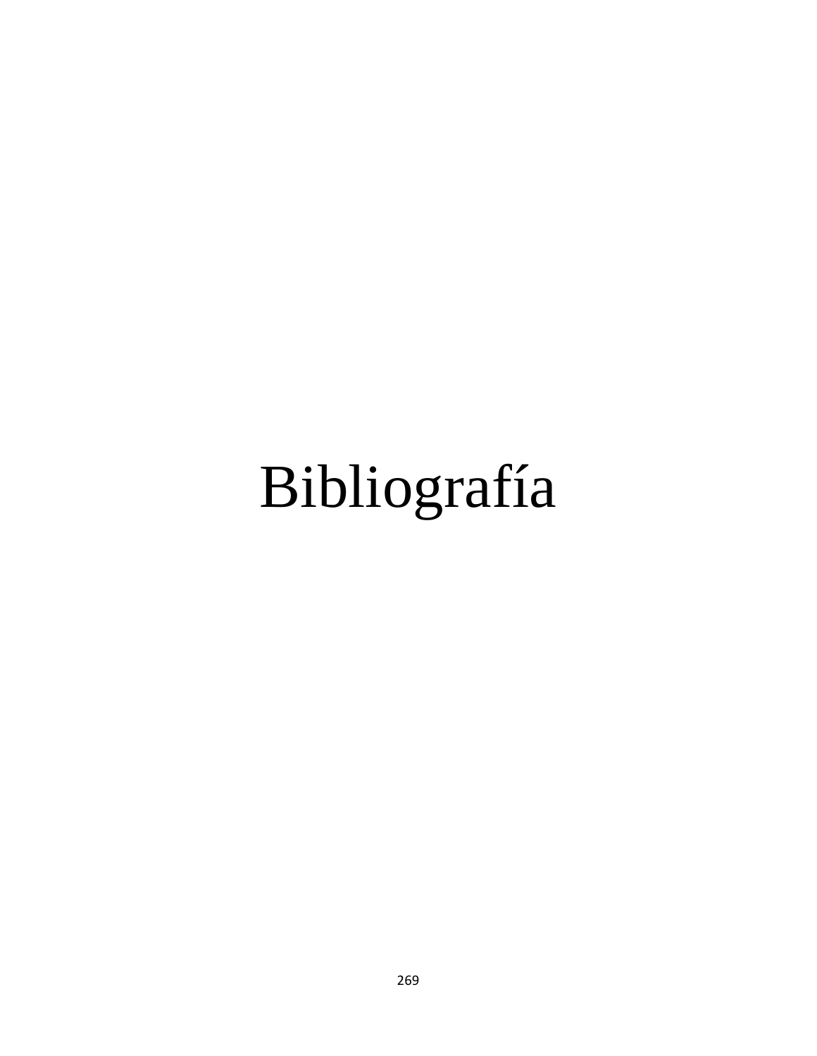# Bibliografía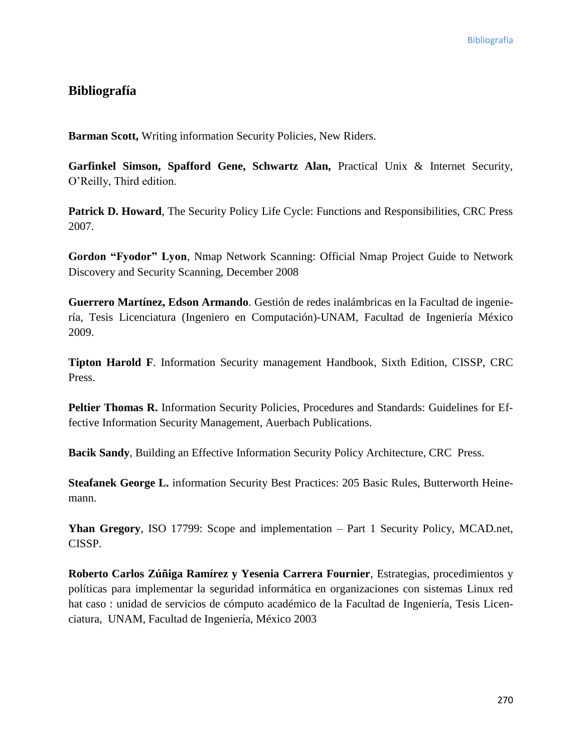## Bibliografía

**Barman Scott,** Writing information Security Policies, New Riders.

**Garfinkel Simson, Spafford Gene, Schwartz Alan,** Practical Unix & Internet Security, O'Reilly, Third edition.

**Patrick D. Howard**, The Security Policy Life Cycle: Functions and Responsibilities, CRC Press 2007.

**Gordon "Fyodor" Lyon**, Nmap Network Scanning: Official Nmap Project Guide to Network Discovery and Security Scanning, December 2008

**Guerrero Martínez, Edson Armando**. Gestión de redes inalámbricas en la Facultad de ingeniería, Tesis Licenciatura (Ingeniero en Computación)-UNAM, Facultad de Ingeniería México 2009.

**Tipton Harold F**. Information Security management Handbook, Sixth Edition, CISSP, CRC Press.

**Peltier Thomas R.** Information Security Policies, Procedures and Standards: Guidelines for Effective Information Security Management, Auerbach Publications.

**Bacik Sandy**, Building an Effective Information Security Policy Architecture, CRC Press.

**Steafanek George L.** information Security Best Practices: 205 Basic Rules, Butterworth Heinemann.

**Yhan Gregory**, ISO 17799: Scope and implementation – Part 1 Security Policy, MCAD.net, CISSP.

**Roberto Carlos Zúñiga Ramírez y Yesenia Carrera Fournier**, Estrategias, procedimientos y políticas para implementar la seguridad informática en organizaciones con sistemas Linux red hat caso : unidad de servicios de cómputo académico de la Facultad de Ingeniería, Tesis Licenciatura, UNAM, Facultad de Ingeniería, México 2003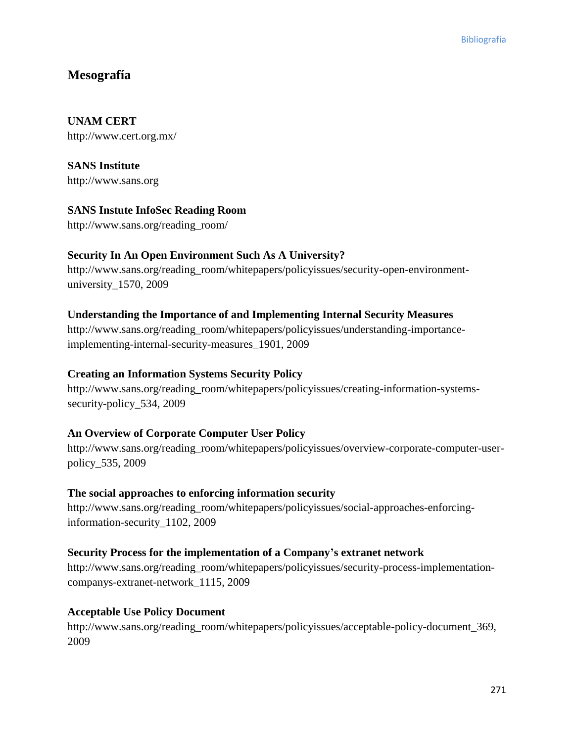## Mesografía

**UNAM CERT**
http://www.cert.org.mx/

**SANS Institute**
http://www.sans.org

**SANS Instute InfoSec Reading Room**
http://www.sans.org/reading_room/

**Security In An Open Environment Such As A University?**
http://www.sans.org/reading_room/whitepapers/policyissues/security-open-environment-university_1570, 2009

**Understanding the Importance of and Implementing Internal Security Measures**
http://www.sans.org/reading_room/whitepapers/policyissues/understanding-importance-implementing-internal-security-measures_1901, 2009

**Creating an Information Systems Security Policy**
http://www.sans.org/reading_room/whitepapers/policyissues/creating-information-systems-security-policy_534, 2009

**An Overview of Corporate Computer User Policy**
http://www.sans.org/reading_room/whitepapers/policyissues/overview-corporate-computer-user-policy_535, 2009

**The social approaches to enforcing information security**
http://www.sans.org/reading_room/whitepapers/policyissues/social-approaches-enforcing-information-security_1102, 2009

**Security Process for the implementation of a Company's extranet network**
http://www.sans.org/reading_room/whitepapers/policyissues/security-process-implementation-companys-extranet-network_1115, 2009

**Acceptable Use Policy Document**
http://www.sans.org/reading_room/whitepapers/policyissues/acceptable-policy-document_369, 2009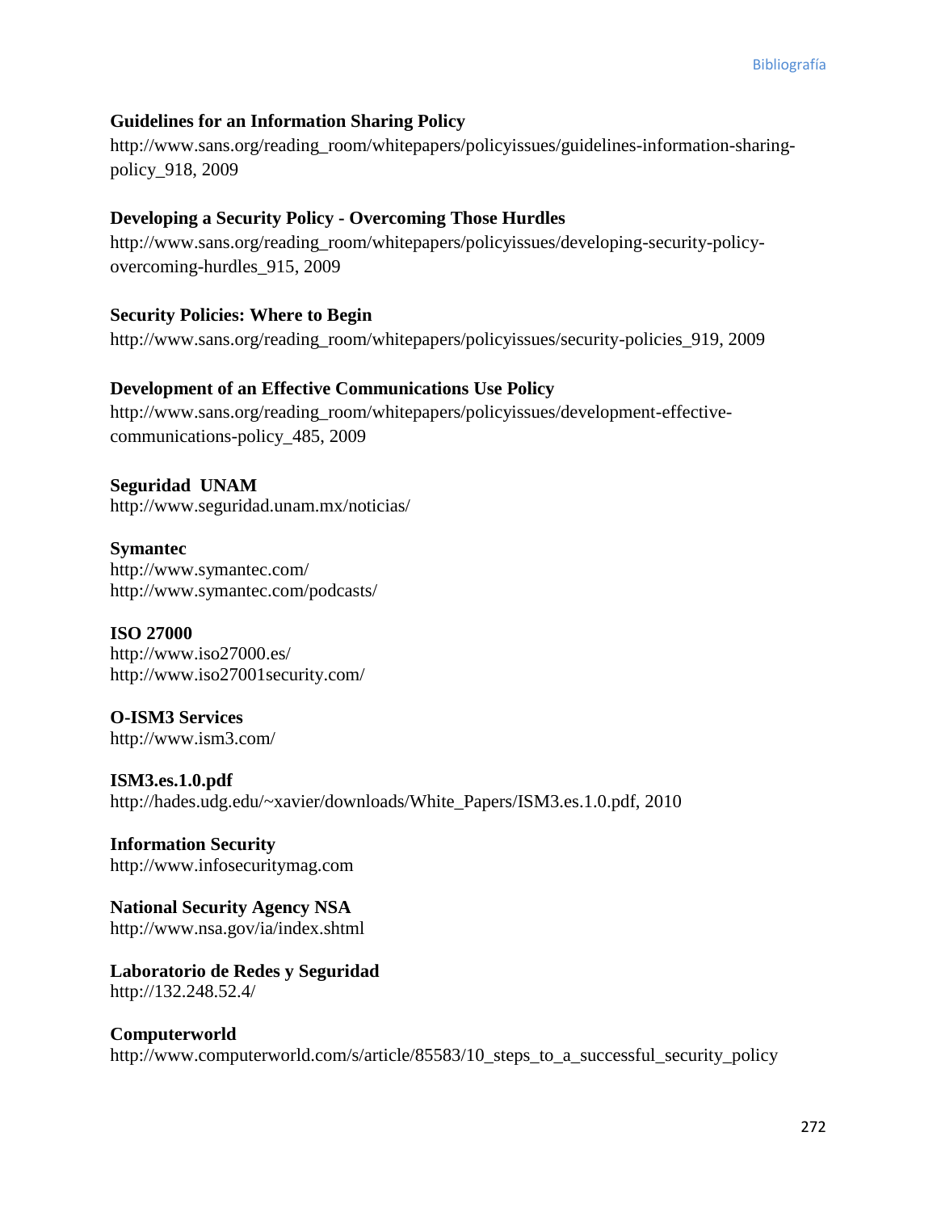**Guidelines for an Information Sharing Policy**

http://www.sans.org/reading_room/whitepapers/policyissues/guidelines-information-sharing-policy_918, 2009

**Developing a Security Policy - Overcoming Those Hurdles**

http://www.sans.org/reading_room/whitepapers/policyissues/developing-security-policy-overcoming-hurdles_915, 2009

**Security Policies: Where to Begin**

http://www.sans.org/reading_room/whitepapers/policyissues/security-policies_919, 2009

**Development of an Effective Communications Use Policy**

http://www.sans.org/reading_room/whitepapers/policyissues/development-effective-communications-policy_485, 2009

**Seguridad UNAM**

http://www.seguridad.unam.mx/noticias/

**Symantec**

http://www.symantec.com/
http://www.symantec.com/podcasts/

**ISO 27000**

http://www.iso27000.es/
http://www.iso27001security.com/

**O-ISM3 Services**

http://www.ism3.com/

**ISM3.es.1.0.pdf**

http://hades.udg.edu/~xavier/downloads/White_Papers/ISM3.es.1.0.pdf, 2010

**Information Security**

http://www.infosecuritymag.com

**National Security Agency NSA**

http://www.nsa.gov/ia/index.shtml

**Laboratorio de Redes y Seguridad**

http://132.248.52.4/

**Computerworld**

http://www.computerworld.com/s/article/85583/10_steps_to_a_successful_security_policy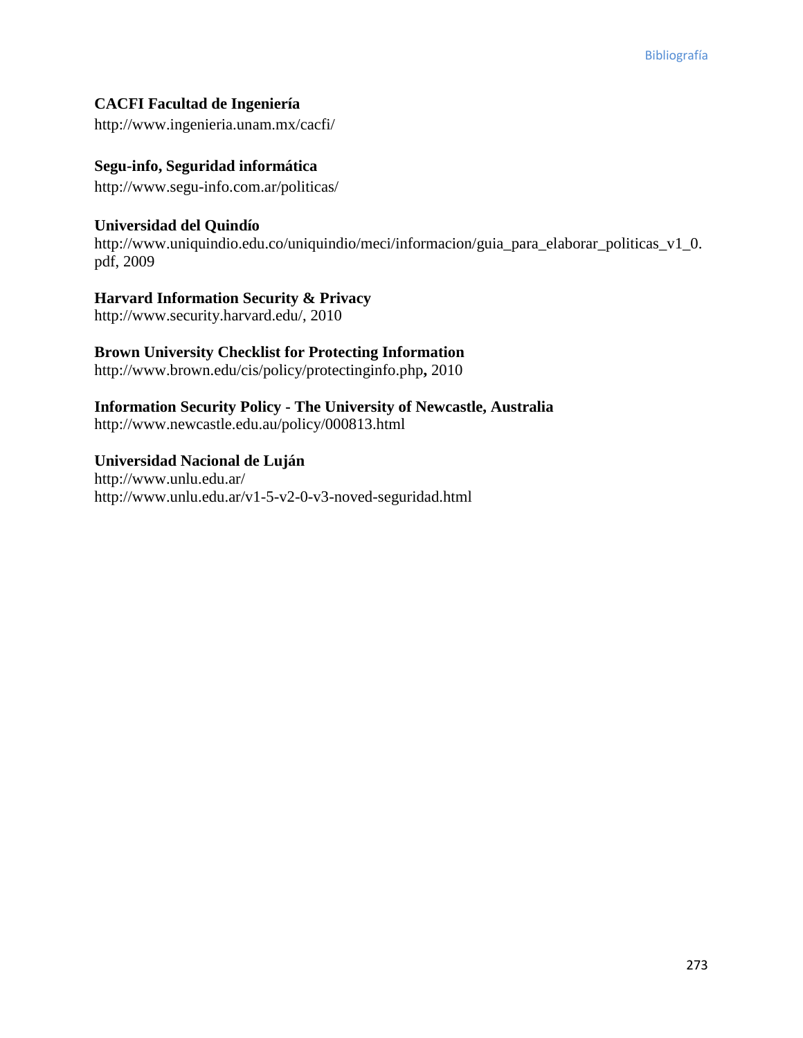**CACFI Facultad de Ingeniería**
http://www.ingenieria.unam.mx/cacfi/

**Segu-info, Seguridad informática**
http://www.segu-info.com.ar/politicas/

**Universidad del Quindío**
http://www.uniquindio.edu.co/uniquindio/meci/informacion/guia_para_elaborar_politicas_v1_0.pdf, 2009

**Harvard Information Security & Privacy**
http://www.security.harvard.edu/, 2010

**Brown University Checklist for Protecting Information**
http://www.brown.edu/cis/policy/protectinginfo.php**,** 2010

**Information Security Policy - The University of Newcastle, Australia**
http://www.newcastle.edu.au/policy/000813.html

**Universidad Nacional de Luján**
http://www.unlu.edu.ar/
http://www.unlu.edu.ar/v1-5-v2-0-v3-noved-seguridad.html